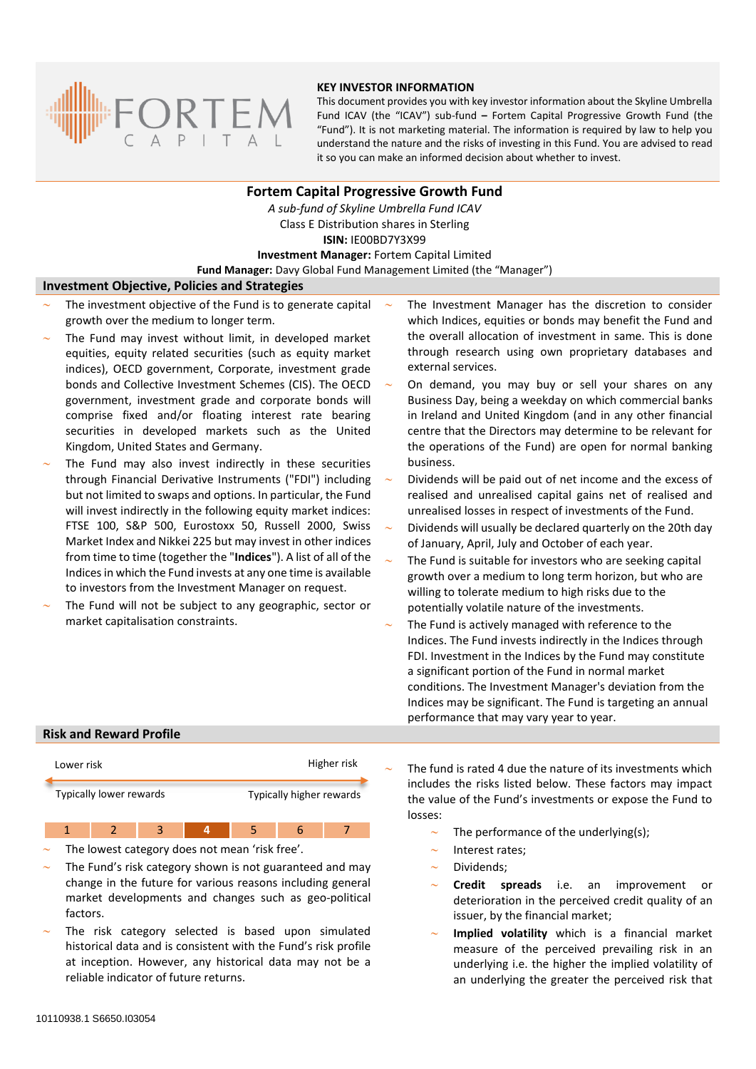## KEY INVESTOR INFORMATION

This document provides you with key investor information about the Skyline Umbrella Fund ICAV (the "ICAV") sub-fund – Fortem Capital Progressive Growth Fund (the "Fund"). It is not marketing material. The information is required by law to help you understand the nature and the risks of investing in this Fund. You are advised to read it so you can make an informed decision about whether to invest.

# Fortem Capital Progressive Growth Fund

*A sub-fund of Skyline Umbrella Fund ICAV*

Class E Distribution shares in Sterling

**ISIN:** IE00BD7Y3X99

**Investment Manager:** Fortem Capital Limited

**Fund Manager:** Davy Global Fund Management Limited (the "Manager")

## Investment Objective, Policies and Strategies

- The investment objective of the Fund is to generate capital growth over the medium to longer term.
- The Fund may invest without limit, in developed market equities, equity related securities (such as equity market indices), OECD government, Corporate, investment grade bonds and Collective Investment Schemes (CIS). The OECD government, investment grade and corporate bonds will comprise fixed and/or floating interest rate bearing securities in developed markets such as the United Kingdom, United States and Germany.
- The Fund may also invest indirectly in these securities through Financial Derivative Instruments ("FDI") including but not limited to swaps and options. In particular, the Fund will invest indirectly in the following equity market indices: FTSE 100, S&P 500, Eurostoxx 50, Russell 2000, Swiss Market Index and Nikkei 225 but may invest in other indices from time to time (together the "**Indices**"). A list of all of the Indices in which the Fund invests at any one time is available to investors from the Investment Manager on request.
- The Fund will not be subject to any geographic, sector or market capitalisation constraints.
- The Investment Manager has the discretion to consider which Indices, equities or bonds may benefit the Fund and the overall allocation of investment in same. This is done through research using own proprietary databases and external services.
- On demand, you may buy or sell your shares on any Business Day, being a weekday on which commercial banks in Ireland and United Kingdom (and in any other financial centre that the Directors may determine to be relevant for the operations of the Fund) are open for normal banking business.
- Dividends will be paid out of net income and the excess of realised and unrealised capital gains net of realised and unrealised losses in respect of investments of the Fund.
- Dividends will usually be declared quarterly on the 20th day of January, April, July and October of each year.
- The Fund is suitable for investors who are seeking capital growth over a medium to long term horizon, but who are willing to tolerate medium to high risks due to the potentially volatile nature of the investments.
- The Fund is actively managed with reference to the Indices. The Fund invests indirectly in the Indices through FDI. Investment in the Indices by the Fund may constitute a significant portion of the Fund in normal market conditions. The Investment Manager's deviation from the Indices may be significant. The Fund is targeting an annual performance that may vary year to year.

## Risk and Reward Profile

| Lower risk | | | | | | Higher risk |
|---|---|---|---|---|---|---|
| Typically lower rewards | | | | | | Typically higher rewards |
| 1 | 2 | 3 | **4** | 5 | 6 | 7 |

- The lowest category does not mean 'risk free'.
- The Fund's risk category shown is not guaranteed and may change in the future for various reasons including general market developments and changes such as geo-political factors.
- The risk category selected is based upon simulated historical data and is consistent with the Fund's risk profile at inception. However, any historical data may not be a reliable indicator of future returns.
- The fund is rated 4 due the nature of its investments which includes the risks listed below. These factors may impact the value of the Fund's investments or expose the Fund to losses:
  - The performance of the underlying(s);
  - Interest rates;
  - Dividends;
  - **Credit spreads** i.e. an improvement or deterioration in the perceived credit quality of an issuer, by the financial market;
  - **Implied volatility** which is a financial market measure of the perceived prevailing risk in an underlying i.e. the higher the implied volatility of an underlying the greater the perceived risk that

10110938.1 S6650.I03054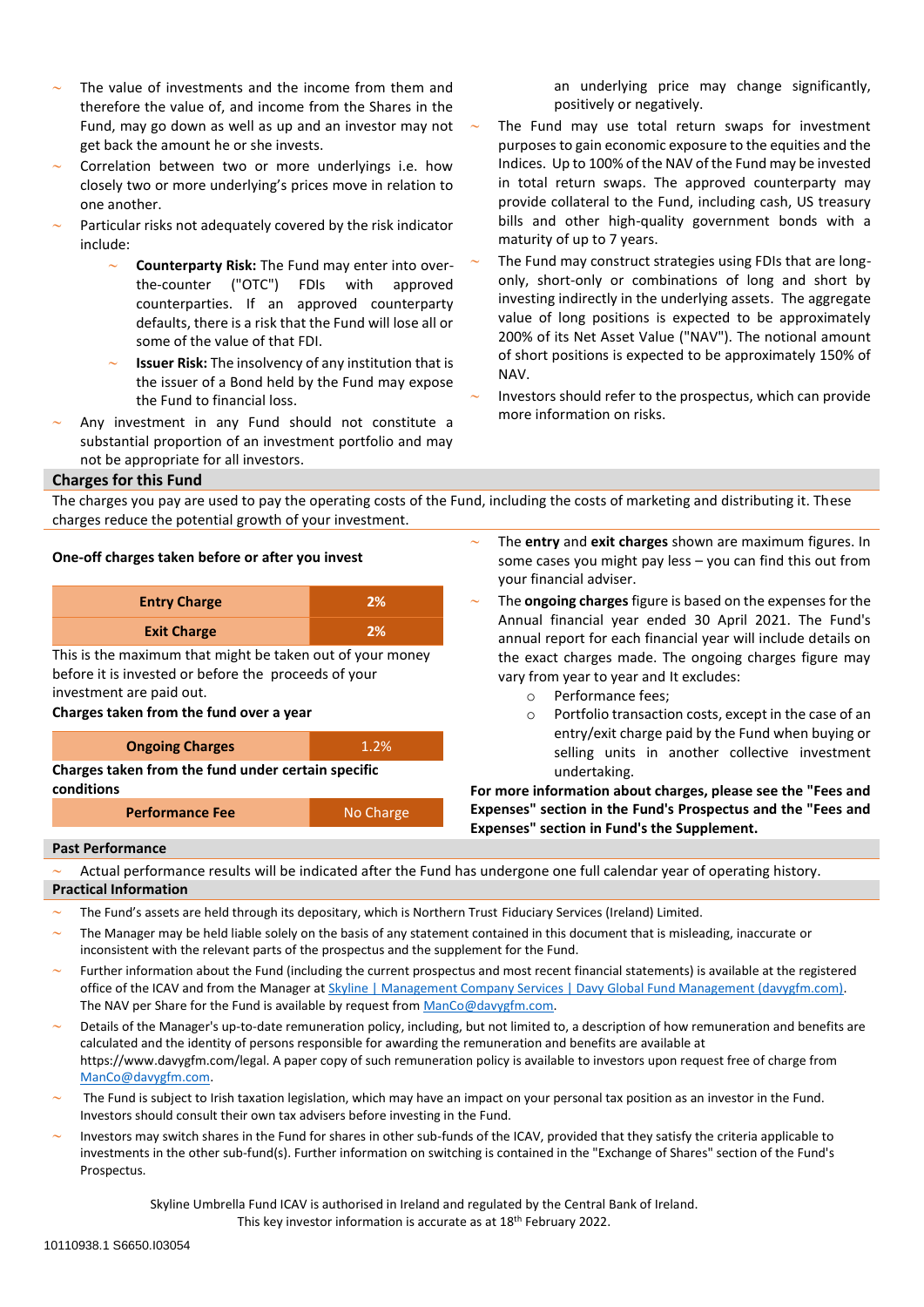- The value of investments and the income from them and therefore the value of, and income from the Shares in the Fund, may go down as well as up and an investor may not get back the amount he or she invests.
- Correlation between two or more underlyings i.e. how closely two or more underlying's prices move in relation to one another.
- Particular risks not adequately covered by the risk indicator include:
  - **Counterparty Risk:** The Fund may enter into over-the-counter ("OTC") FDIs with approved counterparties. If an approved counterparty defaults, there is a risk that the Fund will lose all or some of the value of that FDI.
  - **Issuer Risk:** The insolvency of any institution that is the issuer of a Bond held by the Fund may expose the Fund to financial loss.
- Any investment in any Fund should not constitute a substantial proportion of an investment portfolio and may not be appropriate for all investors.

an underlying price may change significantly, positively or negatively.

- The Fund may use total return swaps for investment purposes to gain economic exposure to the equities and the Indices. Up to 100% of the NAV of the Fund may be invested in total return swaps. The approved counterparty may provide collateral to the Fund, including cash, US treasury bills and other high-quality government bonds with a maturity of up to 7 years.
- The Fund may construct strategies using FDIs that are long-only, short-only or combinations of long and short by investing indirectly in the underlying assets. The aggregate value of long positions is expected to be approximately 200% of its Net Asset Value ("NAV"). The notional amount of short positions is expected to be approximately 150% of NAV.
- Investors should refer to the prospectus, which can provide more information on risks.

## Charges for this Fund

The charges you pay are used to pay the operating costs of the Fund, including the costs of marketing and distributing it. These charges reduce the potential growth of your investment.

**One-off charges taken before or after you invest**

| | |
|---|---|
| **Entry Charge** | **2%** |
| **Exit Charge** | **2%** |

This is the maximum that might be taken out of your money before it is invested or before the proceeds of your investment are paid out.

**Charges taken from the fund over a year**

| | |
|---|---|
| **Ongoing Charges** | 1.2% |

**Charges taken from the fund under certain specific conditions**

| | |
|---|---|
| **Performance Fee** | No Charge |

- The **entry** and **exit charges** shown are maximum figures. In some cases you might pay less – you can find this out from your financial adviser.
- The **ongoing charges** figure is based on the expenses for the Annual financial year ended 30 April 2021. The Fund's annual report for each financial year will include details on the exact charges made. The ongoing charges figure may vary from year to year and It excludes:
  - Performance fees;
  - Portfolio transaction costs, except in the case of an entry/exit charge paid by the Fund when buying or selling units in another collective investment undertaking.

**For more information about charges, please see the "Fees and Expenses" section in the Fund's Prospectus and the "Fees and Expenses" section in Fund's the Supplement.**

## Past Performance

- Actual performance results will be indicated after the Fund has undergone one full calendar year of operating history.

## Practical Information

- The Fund's assets are held through its depositary, which is Northern Trust Fiduciary Services (Ireland) Limited.
- The Manager may be held liable solely on the basis of any statement contained in this document that is misleading, inaccurate or inconsistent with the relevant parts of the prospectus and the supplement for the Fund.
- Further information about the Fund (including the current prospectus and most recent financial statements) is available at the registered office of the ICAV and from the Manager at Skyline | Management Company Services | Davy Global Fund Management (davygfm.com). The NAV per Share for the Fund is available by request from ManCo@davygfm.com.
- Details of the Manager's up-to-date remuneration policy, including, but not limited to, a description of how remuneration and benefits are calculated and the identity of persons responsible for awarding the remuneration and benefits are available at https://www.davygfm.com/legal. A paper copy of such remuneration policy is available to investors upon request free of charge from ManCo@davygfm.com.
- The Fund is subject to Irish taxation legislation, which may have an impact on your personal tax position as an investor in the Fund. Investors should consult their own tax advisers before investing in the Fund.
- Investors may switch shares in the Fund for shares in other sub-funds of the ICAV, provided that they satisfy the criteria applicable to investments in the other sub-fund(s). Further information on switching is contained in the "Exchange of Shares" section of the Fund's Prospectus.

Skyline Umbrella Fund ICAV is authorised in Ireland and regulated by the Central Bank of Ireland.
This key investor information is accurate as at 18th February 2022.

10110938.1 S6650.I03054